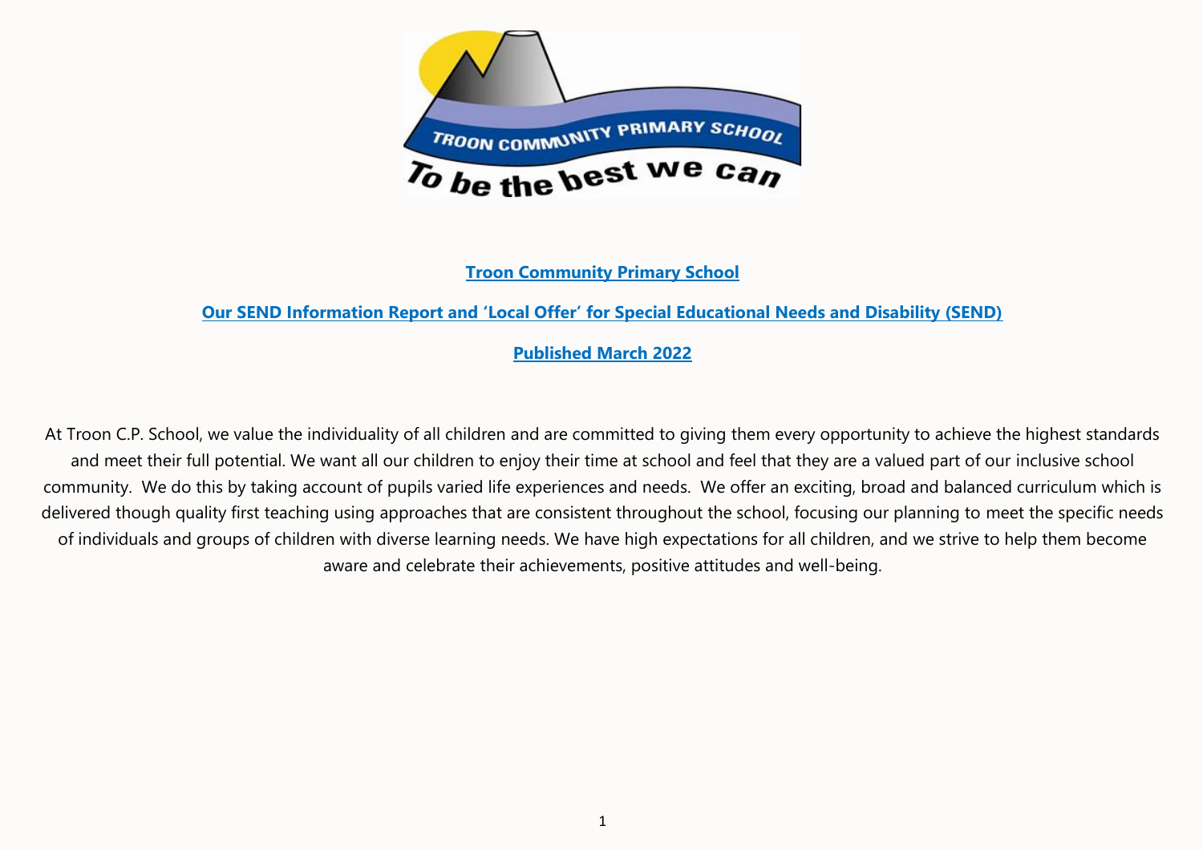# Troon Community Primary School

## Our SEND Information Report and 'Local Offer' for Special Educational Needs and Disability (SEND)

## Published March 2022

At Troon C.P. School, we value the individuality of all children and are committed to giving them every opportunity to achieve the highest standards and meet their full potential. We want all our children to enjoy their time at school and feel that they are a valued part of our inclusive school community. We do this by taking account of pupils varied life experiences and needs. We offer an exciting, broad and balanced curriculum which is delivered though quality first teaching using approaches that are consistent throughout the school, focusing our planning to meet the specific needs of individuals and groups of children with diverse learning needs. We have high expectations for all children, and we strive to help them become aware and celebrate their achievements, positive attitudes and well-being.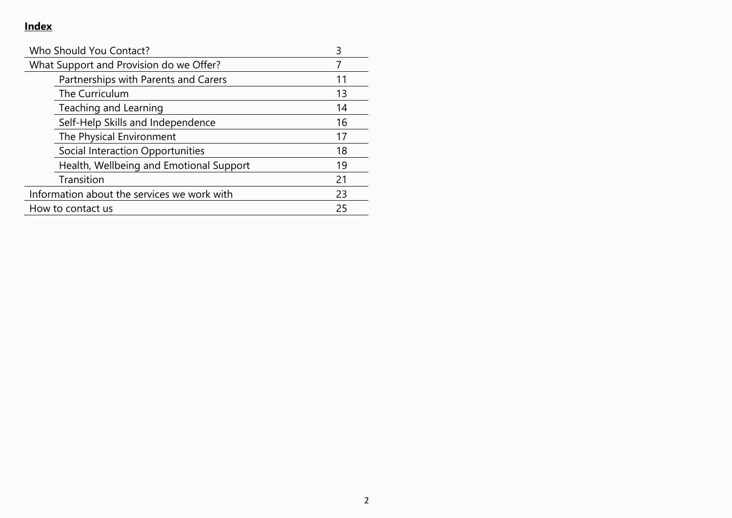**Index**

| | |
|---|---|
| Who Should You Contact? | 3 |
| What Support and Provision do we Offer? | 7 |
| Partnerships with Parents and Carers | 11 |
| The Curriculum | 13 |
| Teaching and Learning | 14 |
| Self-Help Skills and Independence | 16 |
| The Physical Environment | 17 |
| Social Interaction Opportunities | 18 |
| Health, Wellbeing and Emotional Support | 19 |
| Transition | 21 |
| Information about the services we work with | 23 |
| How to contact us | 25 |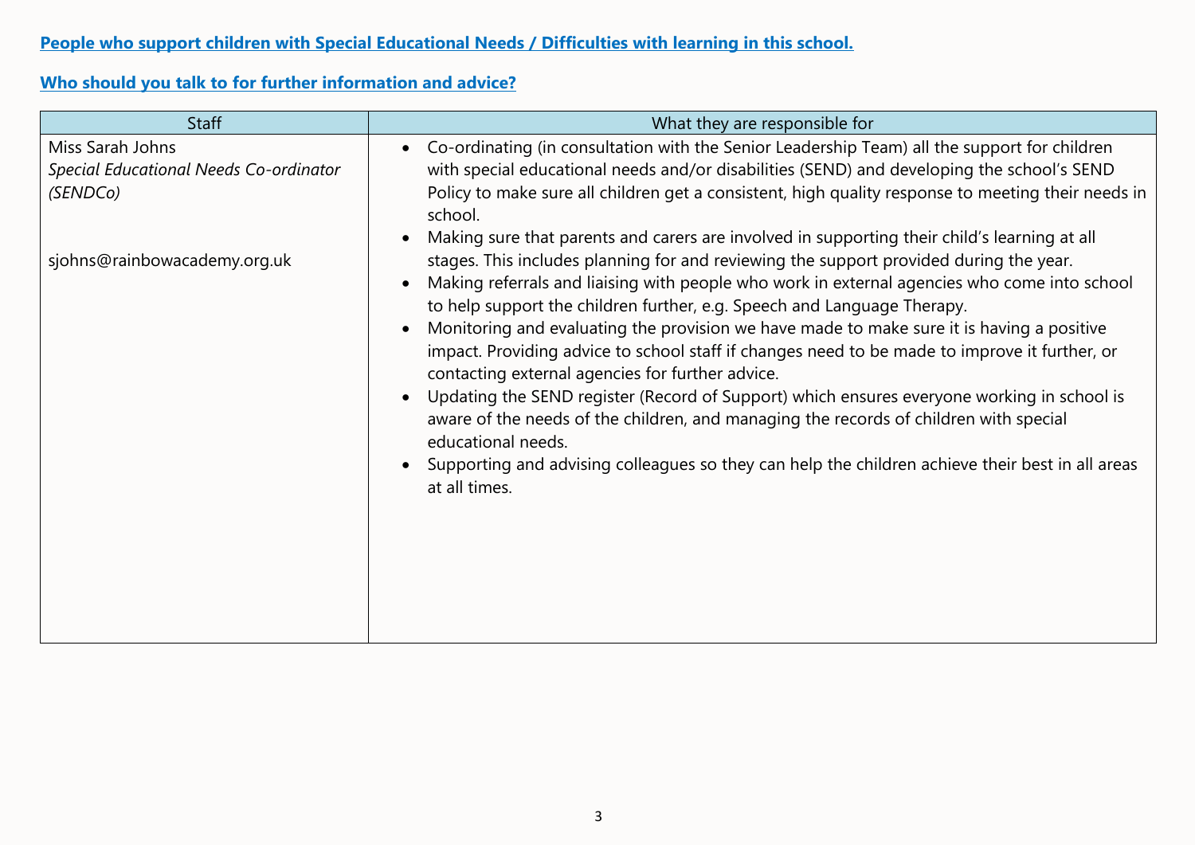**People who support children with Special Educational Needs / Difficulties with learning in this school.**

**Who should you talk to for further information and advice?**

| Staff | What they are responsible for |
|---|---|
| Miss Sarah Johns<br>*Special Educational Needs Co-ordinator (SENDCo)*<br><br>sjohns@rainbowacademy.org.uk | • Co-ordinating (in consultation with the Senior Leadership Team) all the support for children with special educational needs and/or disabilities (SEND) and developing the school's SEND Policy to make sure all children get a consistent, high quality response to meeting their needs in school.<br>• Making sure that parents and carers are involved in supporting their child's learning at all stages. This includes planning for and reviewing the support provided during the year.<br>• Making referrals and liaising with people who work in external agencies who come into school to help support the children further, e.g. Speech and Language Therapy.<br>• Monitoring and evaluating the provision we have made to make sure it is having a positive impact. Providing advice to school staff if changes need to be made to improve it further, or contacting external agencies for further advice.<br>• Updating the SEND register (Record of Support) which ensures everyone working in school is aware of the needs of the children, and managing the records of children with special educational needs.<br>• Supporting and advising colleagues so they can help the children achieve their best in all areas at all times. |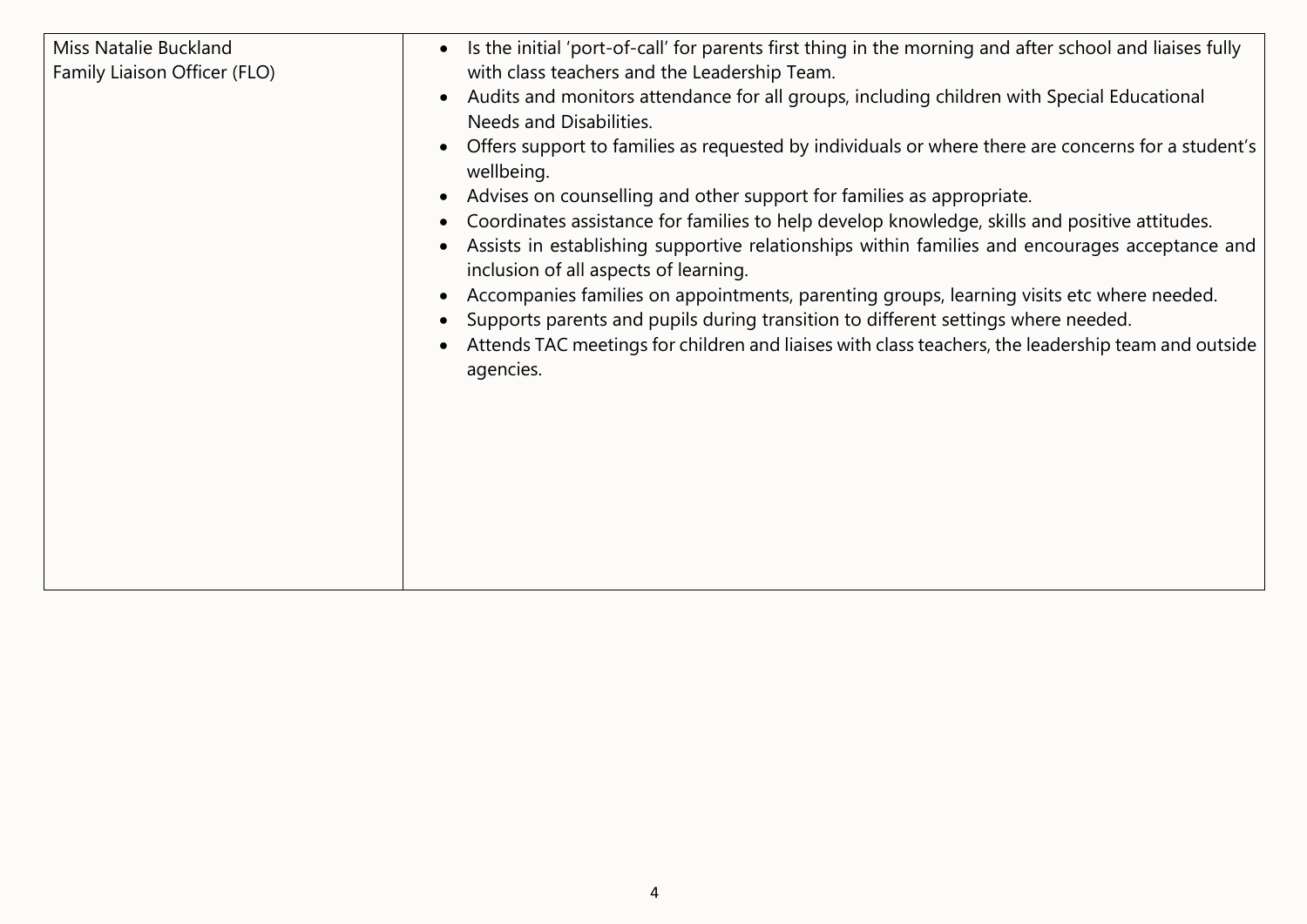| | |
|---|---|
| Miss Natalie Buckland<br>Family Liaison Officer (FLO) | • Is the initial 'port-of-call' for parents first thing in the morning and after school and liaises fully with class teachers and the Leadership Team.<br>• Audits and monitors attendance for all groups, including children with Special Educational Needs and Disabilities.<br>• Offers support to families as requested by individuals or where there are concerns for a student's wellbeing.<br>• Advises on counselling and other support for families as appropriate.<br>• Coordinates assistance for families to help develop knowledge, skills and positive attitudes.<br>• Assists in establishing supportive relationships within families and encourages acceptance and inclusion of all aspects of learning.<br>• Accompanies families on appointments, parenting groups, learning visits etc where needed.<br>• Supports parents and pupils during transition to different settings where needed.<br>• Attends TAC meetings for children and liaises with class teachers, the leadership team and outside agencies. |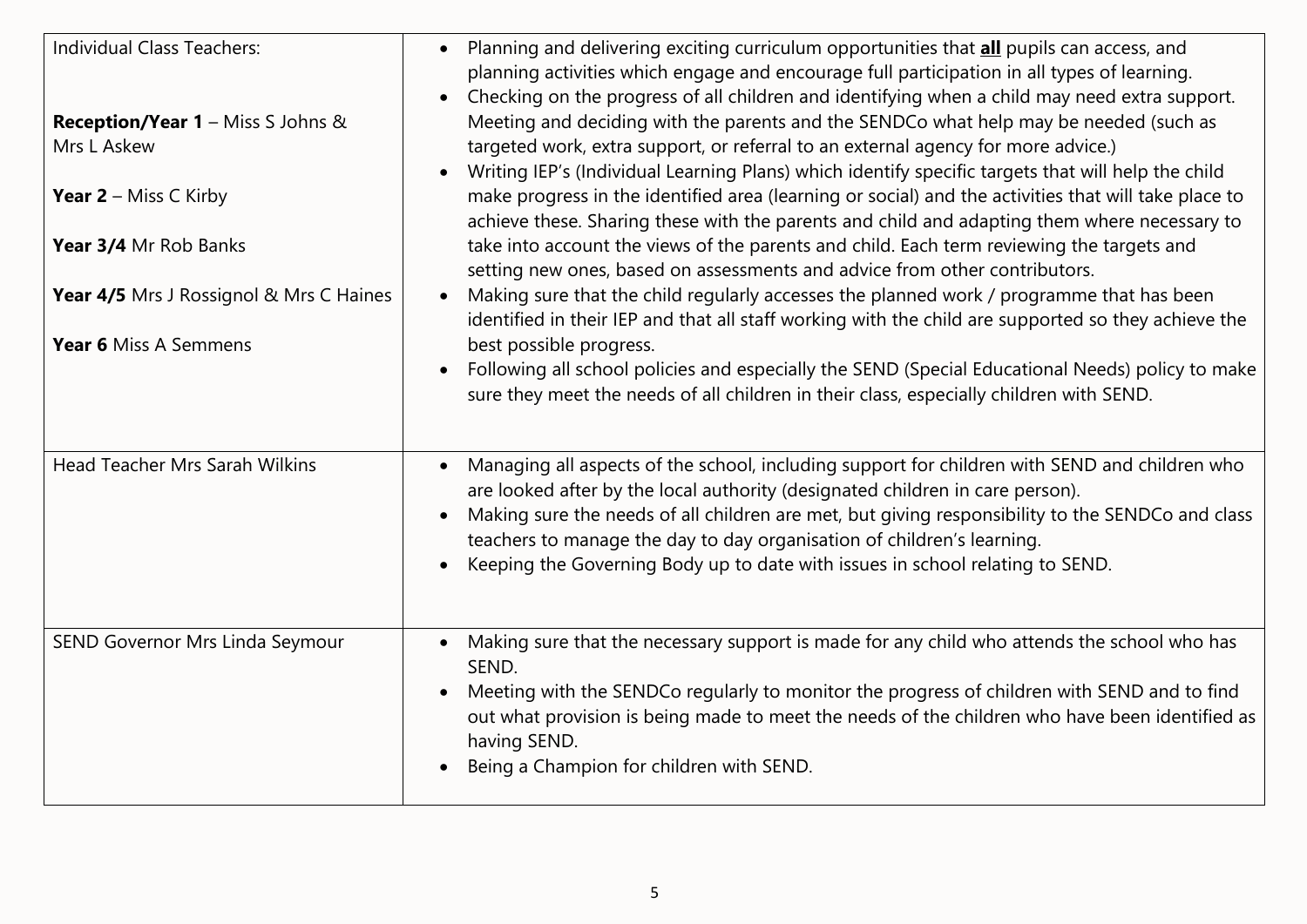| | |
|---|---|
| Individual Class Teachers:<br><br>**Reception/Year 1** – Miss S Johns & Mrs L Askew<br><br>**Year 2** – Miss C Kirby<br><br>**Year 3/4** Mr Rob Banks<br><br>**Year 4/5** Mrs J Rossignol & Mrs C Haines<br><br>**Year 6** Miss A Semmens | • Planning and delivering exciting curriculum opportunities that **<u>all</u>** pupils can access, and planning activities which engage and encourage full participation in all types of learning.<br>• Checking on the progress of all children and identifying when a child may need extra support. Meeting and deciding with the parents and the SENDCo what help may be needed (such as targeted work, extra support, or referral to an external agency for more advice.)<br>• Writing IEP's (Individual Learning Plans) which identify specific targets that will help the child make progress in the identified area (learning or social) and the activities that will take place to achieve these. Sharing these with the parents and child and adapting them where necessary to take into account the views of the parents and child. Each term reviewing the targets and setting new ones, based on assessments and advice from other contributors.<br>• Making sure that the child regularly accesses the planned work / programme that has been identified in their IEP and that all staff working with the child are supported so they achieve the best possible progress.<br>• Following all school policies and especially the SEND (Special Educational Needs) policy to make sure they meet the needs of all children in their class, especially children with SEND. |
| Head Teacher Mrs Sarah Wilkins | • Managing all aspects of the school, including support for children with SEND and children who are looked after by the local authority (designated children in care person).<br>• Making sure the needs of all children are met, but giving responsibility to the SENDCo and class teachers to manage the day to day organisation of children's learning.<br>• Keeping the Governing Body up to date with issues in school relating to SEND. |
| SEND Governor Mrs Linda Seymour | • Making sure that the necessary support is made for any child who attends the school who has SEND.<br>• Meeting with the SENDCo regularly to monitor the progress of children with SEND and to find out what provision is being made to meet the needs of the children who have been identified as having SEND.<br>• Being a Champion for children with SEND. |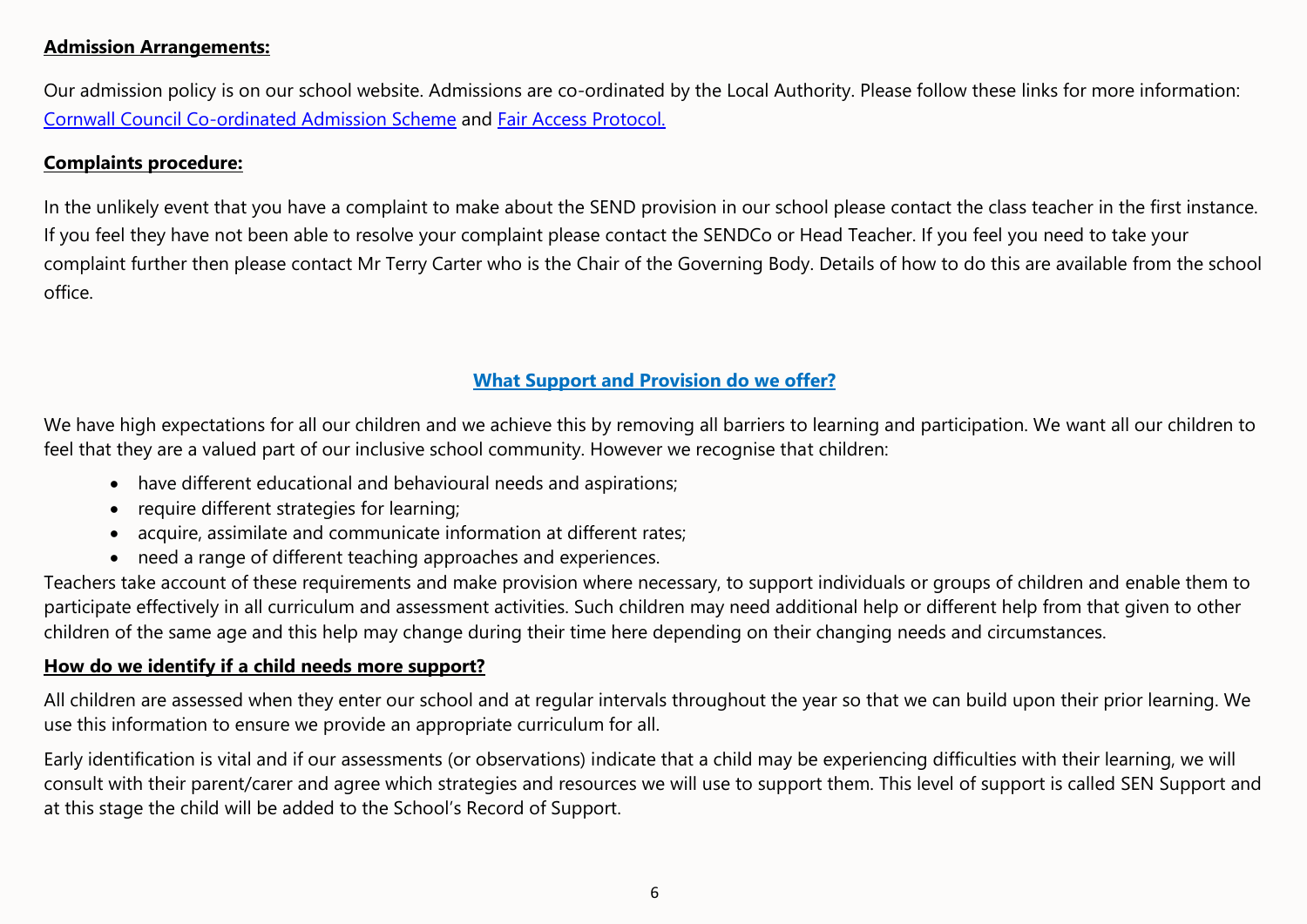**Admission Arrangements:**

Our admission policy is on our school website. Admissions are co-ordinated by the Local Authority. Please follow these links for more information: Cornwall Council Co-ordinated Admission Scheme and Fair Access Protocol.

**Complaints procedure:**

In the unlikely event that you have a complaint to make about the SEND provision in our school please contact the class teacher in the first instance. If you feel they have not been able to resolve your complaint please contact the SENDCo or Head Teacher. If you feel you need to take your complaint further then please contact Mr Terry Carter who is the Chair of the Governing Body. Details of how to do this are available from the school office.

## What Support and Provision do we offer?

We have high expectations for all our children and we achieve this by removing all barriers to learning and participation. We want all our children to feel that they are a valued part of our inclusive school community. However we recognise that children:

- have different educational and behavioural needs and aspirations;
- require different strategies for learning;
- acquire, assimilate and communicate information at different rates;
- need a range of different teaching approaches and experiences.

Teachers take account of these requirements and make provision where necessary, to support individuals or groups of children and enable them to participate effectively in all curriculum and assessment activities. Such children may need additional help or different help from that given to other children of the same age and this help may change during their time here depending on their changing needs and circumstances.

**How do we identify if a child needs more support?**

All children are assessed when they enter our school and at regular intervals throughout the year so that we can build upon their prior learning. We use this information to ensure we provide an appropriate curriculum for all.

Early identification is vital and if our assessments (or observations) indicate that a child may be experiencing difficulties with their learning, we will consult with their parent/carer and agree which strategies and resources we will use to support them. This level of support is called SEN Support and at this stage the child will be added to the School's Record of Support.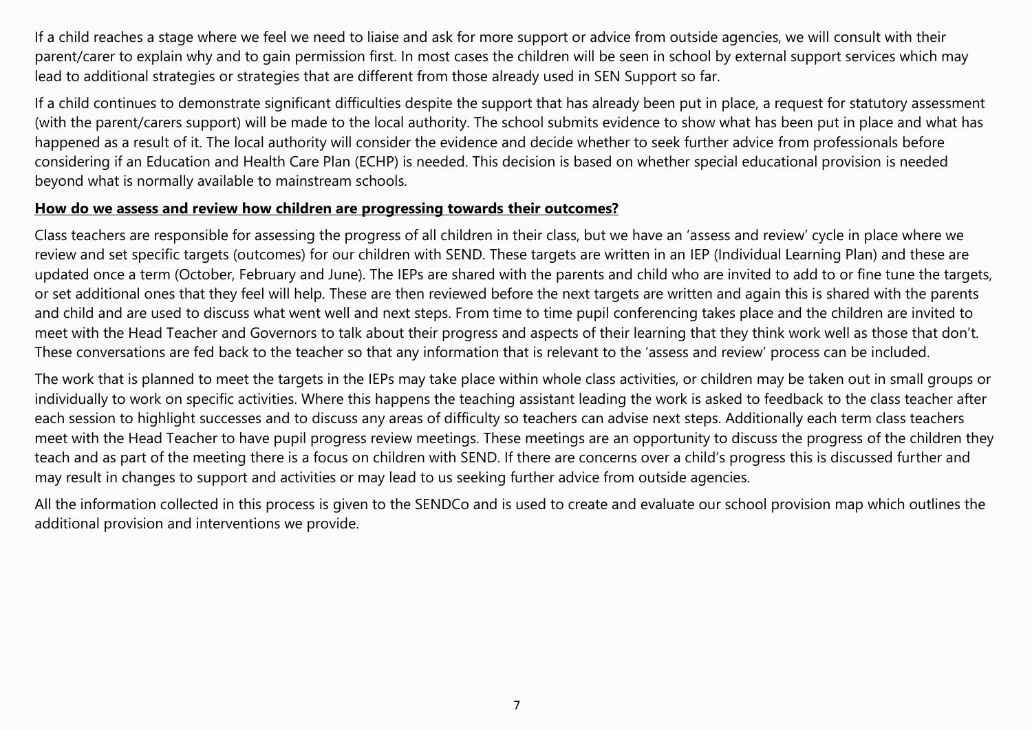If a child reaches a stage where we feel we need to liaise and ask for more support or advice from outside agencies, we will consult with their parent/carer to explain why and to gain permission first. In most cases the children will be seen in school by external support services which may lead to additional strategies or strategies that are different from those already used in SEN Support so far.

If a child continues to demonstrate significant difficulties despite the support that has already been put in place, a request for statutory assessment (with the parent/carers support) will be made to the local authority. The school submits evidence to show what has been put in place and what has happened as a result of it. The local authority will consider the evidence and decide whether to seek further advice from professionals before considering if an Education and Health Care Plan (ECHP) is needed. This decision is based on whether special educational provision is needed beyond what is normally available to mainstream schools.

**How do we assess and review how children are progressing towards their outcomes?**

Class teachers are responsible for assessing the progress of all children in their class, but we have an 'assess and review' cycle in place where we review and set specific targets (outcomes) for our children with SEND. These targets are written in an IEP (Individual Learning Plan) and these are updated once a term (October, February and June). The IEPs are shared with the parents and child who are invited to add to or fine tune the targets, or set additional ones that they feel will help. These are then reviewed before the next targets are written and again this is shared with the parents and child and are used to discuss what went well and next steps. From time to time pupil conferencing takes place and the children are invited to meet with the Head Teacher and Governors to talk about their progress and aspects of their learning that they think work well as those that don't. These conversations are fed back to the teacher so that any information that is relevant to the 'assess and review' process can be included.

The work that is planned to meet the targets in the IEPs may take place within whole class activities, or children may be taken out in small groups or individually to work on specific activities. Where this happens the teaching assistant leading the work is asked to feedback to the class teacher after each session to highlight successes and to discuss any areas of difficulty so teachers can advise next steps. Additionally each term class teachers meet with the Head Teacher to have pupil progress review meetings. These meetings are an opportunity to discuss the progress of the children they teach and as part of the meeting there is a focus on children with SEND. If there are concerns over a child's progress this is discussed further and may result in changes to support and activities or may lead to us seeking further advice from outside agencies.

All the information collected in this process is given to the SENDCo and is used to create and evaluate our school provision map which outlines the additional provision and interventions we provide.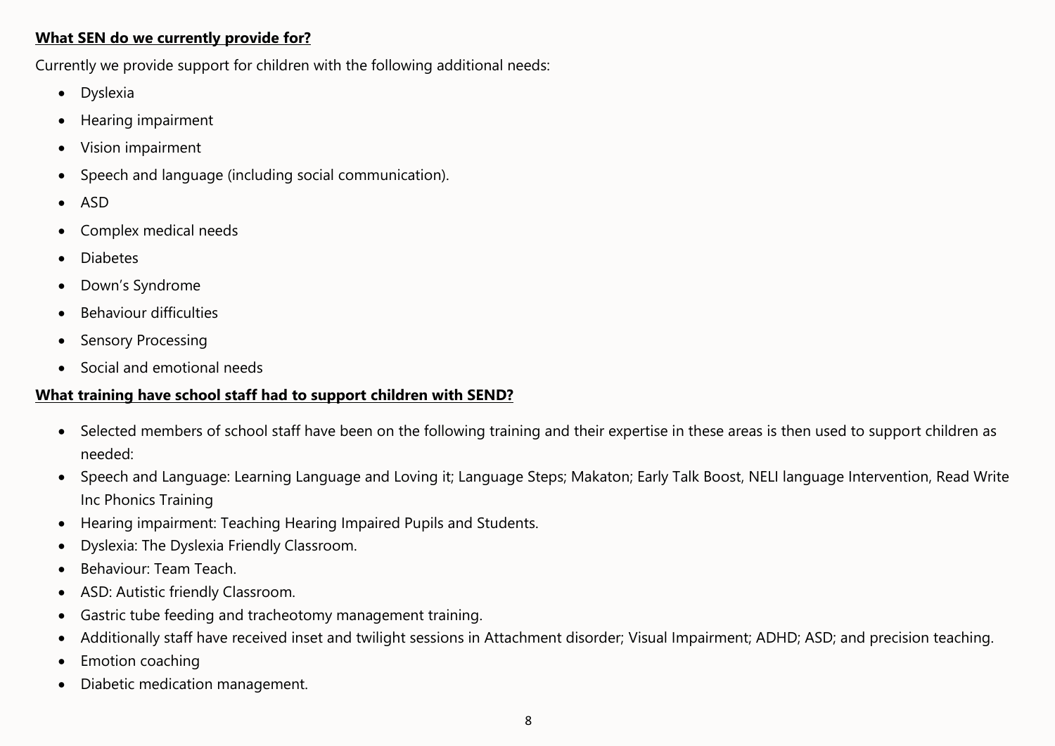**What SEN do we currently provide for?**

Currently we provide support for children with the following additional needs:

- Dyslexia
- Hearing impairment
- Vision impairment
- Speech and language (including social communication).
- ASD
- Complex medical needs
- Diabetes
- Down's Syndrome
- Behaviour difficulties
- Sensory Processing
- Social and emotional needs

**What training have school staff had to support children with SEND?**

- Selected members of school staff have been on the following training and their expertise in these areas is then used to support children as needed:
- Speech and Language: Learning Language and Loving it; Language Steps; Makaton; Early Talk Boost, NELI language Intervention, Read Write Inc Phonics Training
- Hearing impairment: Teaching Hearing Impaired Pupils and Students.
- Dyslexia: The Dyslexia Friendly Classroom.
- Behaviour: Team Teach.
- ASD: Autistic friendly Classroom.
- Gastric tube feeding and tracheotomy management training.
- Additionally staff have received inset and twilight sessions in Attachment disorder; Visual Impairment; ADHD; ASD; and precision teaching.
- Emotion coaching
- Diabetic medication management.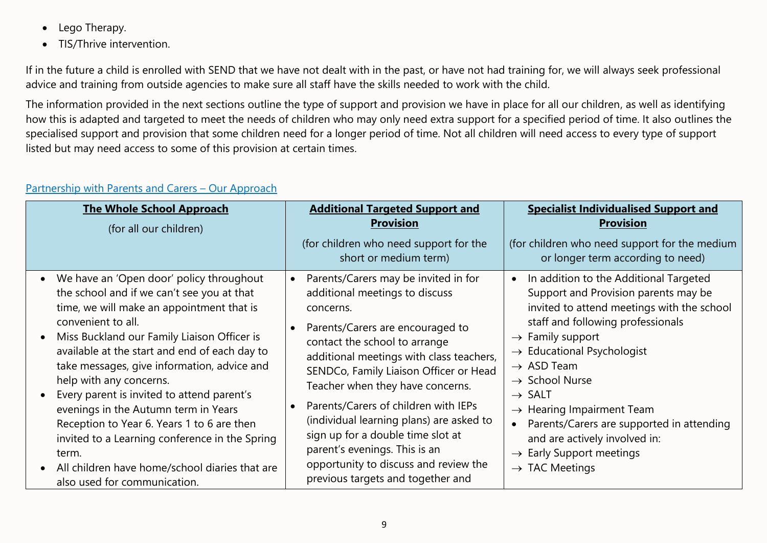- Lego Therapy.
- TIS/Thrive intervention.

If in the future a child is enrolled with SEND that we have not dealt with in the past, or have not had training for, we will always seek professional advice and training from outside agencies to make sure all staff have the skills needed to work with the child.

The information provided in the next sections outline the type of support and provision we have in place for all our children, as well as identifying how this is adapted and targeted to meet the needs of children who may only need extra support for a specified period of time. It also outlines the specialised support and provision that some children need for a longer period of time. Not all children will need access to every type of support listed but may need access to some of this provision at certain times.

## Partnership with Parents and Carers – Our Approach

| **The Whole School Approach** (for all our children) | **Additional Targeted Support and Provision** (for children who need support for the short or medium term) | **Specialist Individualised Support and Provision** (for children who need support for the medium or longer term according to need) |
|---|---|---|
| • We have an 'Open door' policy throughout the school and if we can't see you at that time, we will make an appointment that is convenient to all.<br>• Miss Buckland our Family Liaison Officer is available at the start and end of each day to take messages, give information, advice and help with any concerns.<br>• Every parent is invited to attend parent's evenings in the Autumn term in Years Reception to Year 6. Years 1 to 6 are then invited to a Learning conference in the Spring term.<br>• All children have home/school diaries that are also used for communication. | • Parents/Carers may be invited in for additional meetings to discuss concerns.<br>• Parents/Carers are encouraged to contact the school to arrange additional meetings with class teachers, SENDCo, Family Liaison Officer or Head Teacher when they have concerns.<br>• Parents/Carers of children with IEPs (individual learning plans) are asked to sign up for a double time slot at parent's evenings. This is an opportunity to discuss and review the previous targets and together and | • In addition to the Additional Targeted Support and Provision parents may be invited to attend meetings with the school staff and following professionals<br>→ Family support<br>→ Educational Psychologist<br>→ ASD Team<br>→ School Nurse<br>→ SALT<br>→ Hearing Impairment Team<br>• Parents/Carers are supported in attending and are actively involved in:<br>→ Early Support meetings<br>→ TAC Meetings |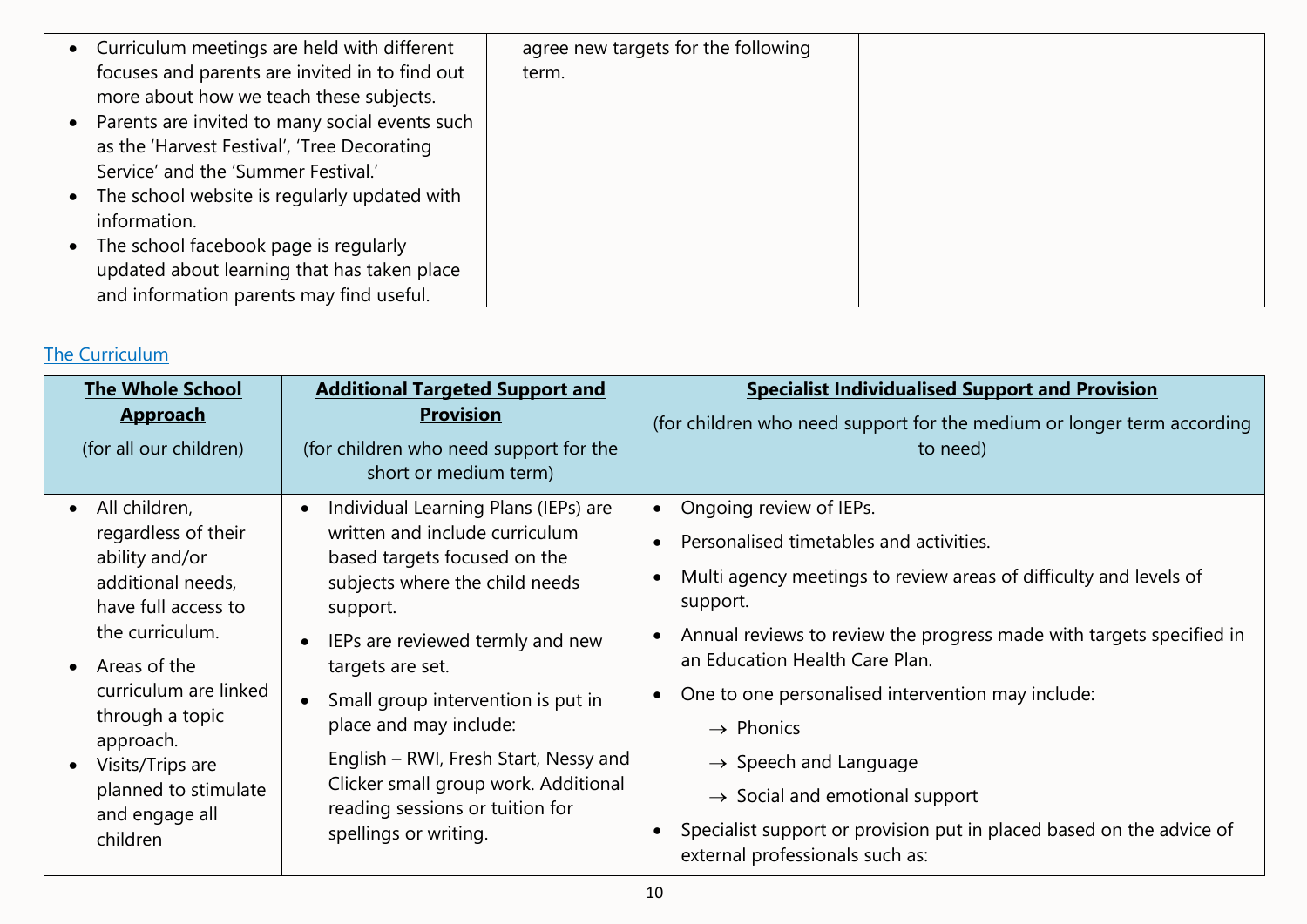| | | |
|---|---|---|
| • Curriculum meetings are held with different focuses and parents are invited in to find out more about how we teach these subjects.<br>• Parents are invited to many social events such as the 'Harvest Festival', 'Tree Decorating Service' and the 'Summer Festival.'<br>• The school website is regularly updated with information.<br>• The school facebook page is regularly updated about learning that has taken place and information parents may find useful. | agree new targets for the following term. | |

The Curriculum

| **The Whole School Approach**<br>(for all our children) | **Additional Targeted Support and Provision**<br>(for children who need support for the short or medium term) | **Specialist Individualised Support and Provision**<br>(for children who need support for the medium or longer term according to need) |
|---|---|---|
| • All children, regardless of their ability and/or additional needs, have full access to the curriculum.<br>• Areas of the curriculum are linked through a topic approach.<br>• Visits/Trips are planned to stimulate and engage all children | • Individual Learning Plans (IEPs) are written and include curriculum based targets focused on the subjects where the child needs support.<br>• IEPs are reviewed termly and new targets are set.<br>• Small group intervention is put in place and may include:<br>English – RWI, Fresh Start, Nessy and Clicker small group work. Additional reading sessions or tuition for spellings or writing. | • Ongoing review of IEPs.<br>• Personalised timetables and activities.<br>• Multi agency meetings to review areas of difficulty and levels of support.<br>• Annual reviews to review the progress made with targets specified in an Education Health Care Plan.<br>• One to one personalised intervention may include:<br>→ Phonics<br>→ Speech and Language<br>→ Social and emotional support<br>• Specialist support or provision put in placed based on the advice of external professionals such as: |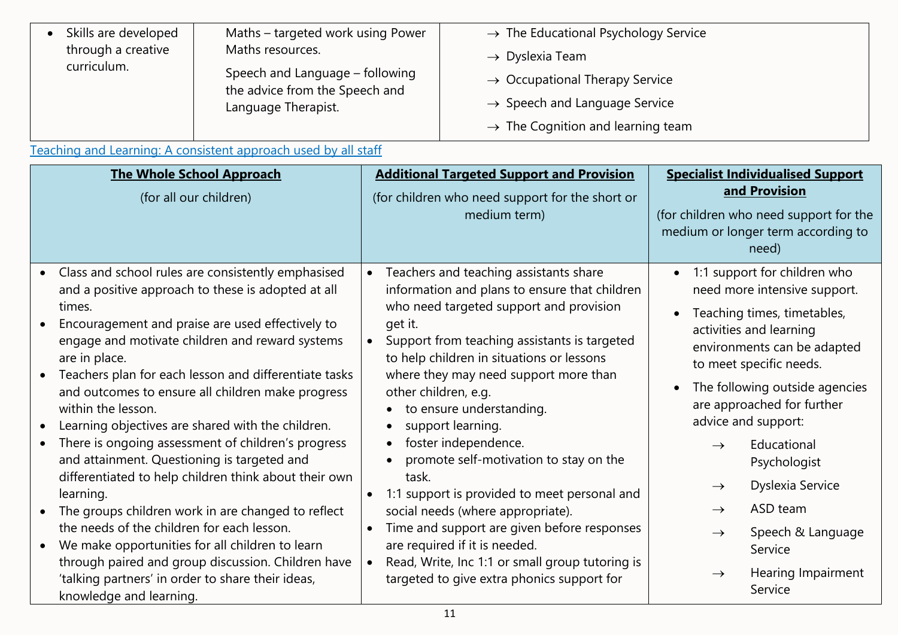| | | |
|---|---|---|
| • Skills are developed through a creative curriculum. | Maths – targeted work using Power Maths resources.<br><br>Speech and Language – following the advice from the Speech and Language Therapist. | → The Educational Psychology Service<br>→ Dyslexia Team<br>→ Occupational Therapy Service<br>→ Speech and Language Service<br>→ The Cognition and learning team |

Teaching and Learning: A consistent approach used by all staff

| **The Whole School Approach** (for all our children) | **Additional Targeted Support and Provision** (for children who need support for the short or medium term) | **Specialist Individualised Support and Provision** (for children who need support for the medium or longer term according to need) |
|---|---|---|
| • Class and school rules are consistently emphasised and a positive approach to these is adopted at all times.<br>• Encouragement and praise are used effectively to engage and motivate children and reward systems are in place.<br>• Teachers plan for each lesson and differentiate tasks and outcomes to ensure all children make progress within the lesson.<br>• Learning objectives are shared with the children.<br>• There is ongoing assessment of children's progress and attainment. Questioning is targeted and differentiated to help children think about their own learning.<br>• The groups children work in are changed to reflect the needs of the children for each lesson.<br>• We make opportunities for all children to learn through paired and group discussion. Children have 'talking partners' in order to share their ideas, knowledge and learning. | • Teachers and teaching assistants share information and plans to ensure that children who need targeted support and provision get it.<br>• Support from teaching assistants is targeted to help children in situations or lessons where they may need support more than other children, e.g.<br>  • to ensure understanding.<br>  • support learning.<br>  • foster independence.<br>  • promote self-motivation to stay on the task.<br>• 1:1 support is provided to meet personal and social needs (where appropriate).<br>• Time and support are given before responses are required if it is needed.<br>• Read, Write, Inc 1:1 or small group tutoring is targeted to give extra phonics support for | • 1:1 support for children who need more intensive support.<br>• Teaching times, timetables, activities and learning environments can be adapted to meet specific needs.<br>• The following outside agencies are approached for further advice and support:<br>→ Educational Psychologist<br>→ Dyslexia Service<br>→ ASD team<br>→ Speech & Language Service<br>→ Hearing Impairment Service |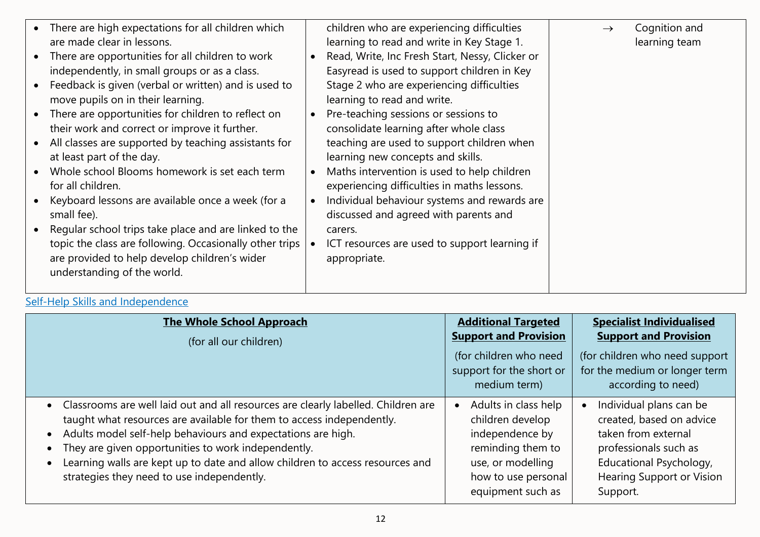| | | |
|---|---|---|
| • There are high expectations for all children which are made clear in lessons.<br>• There are opportunities for all children to work independently, in small groups or as a class.<br>• Feedback is given (verbal or written) and is used to move pupils on in their learning.<br>• There are opportunities for children to reflect on their work and correct or improve it further.<br>• All classes are supported by teaching assistants for at least part of the day.<br>• Whole school Blooms homework is set each term for all children.<br>• Keyboard lessons are available once a week (for a small fee).<br>• Regular school trips take place and are linked to the topic the class are following. Occasionally other trips are provided to help develop children's wider understanding of the world. | children who are experiencing difficulties learning to read and write in Key Stage 1.<br>• Read, Write, Inc Fresh Start, Nessy, Clicker or Easyread is used to support children in Key Stage 2 who are experiencing difficulties learning to read and write.<br>• Pre-teaching sessions or sessions to consolidate learning after whole class teaching are used to support children when learning new concepts and skills.<br>• Maths intervention is used to help children experiencing difficulties in maths lessons.<br>• Individual behaviour systems and rewards are discussed and agreed with parents and carers.<br>• ICT resources are used to support learning if appropriate. | → Cognition and learning team |

Self-Help Skills and Independence

| **The Whole School Approach**<br>(for all our children) | **Additional Targeted Support and Provision**<br>(for children who need support for the short or medium term) | **Specialist Individualised Support and Provision**<br>(for children who need support for the medium or longer term according to need) |
|---|---|---|
| • Classrooms are well laid out and all resources are clearly labelled. Children are taught what resources are available for them to access independently.<br>• Adults model self-help behaviours and expectations are high.<br>• They are given opportunities to work independently.<br>• Learning walls are kept up to date and allow children to access resources and strategies they need to use independently. | • Adults in class help children develop independence by reminding them to use, or modelling how to use personal equipment such as | • Individual plans can be created, based on advice taken from external professionals such as Educational Psychology, Hearing Support or Vision Support. |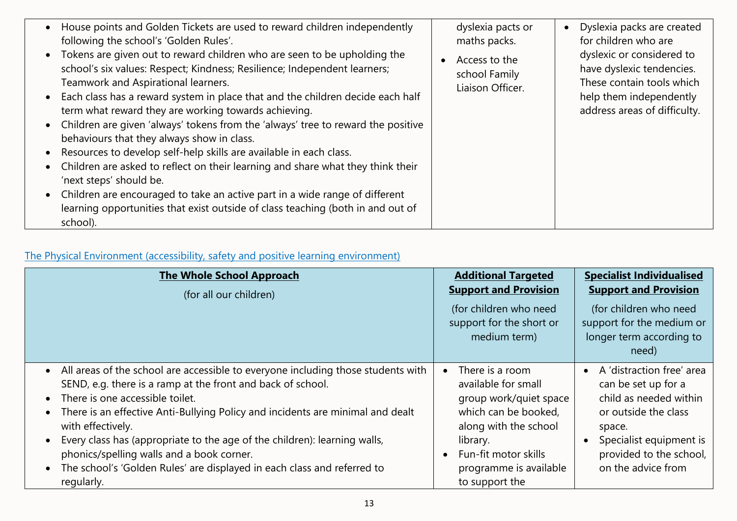| | | |
|---|---|---|
| • House points and Golden Tickets are used to reward children independently following the school's 'Golden Rules'.<br>• Tokens are given out to reward children who are seen to be upholding the school's six values: Respect; Kindness; Resilience; Independent learners; Teamwork and Aspirational learners.<br>• Each class has a reward system in place that and the children decide each half term what reward they are working towards achieving.<br>• Children are given 'always' tokens from the 'always' tree to reward the positive behaviours that they always show in class.<br>• Resources to develop self-help skills are available in each class.<br>• Children are asked to reflect on their learning and share what they think their 'next steps' should be.<br>• Children are encouraged to take an active part in a wide range of different learning opportunities that exist outside of class teaching (both in and out of school). | dyslexia pacts or maths packs.<br>• Access to the school Family Liaison Officer. | • Dyslexia packs are created for children who are dyslexic or considered to have dyslexic tendencies. These contain tools which help them independently address areas of difficulty. |

The Physical Environment (accessibility, safety and positive learning environment)

| **The Whole School Approach**<br>(for all our children) | **Additional Targeted Support and Provision**<br>(for children who need support for the short or medium term) | **Specialist Individualised Support and Provision**<br>(for children who need support for the medium or longer term according to need) |
|---|---|---|
| • All areas of the school are accessible to everyone including those students with SEND, e.g. there is a ramp at the front and back of school.<br>• There is one accessible toilet.<br>• There is an effective Anti-Bullying Policy and incidents are minimal and dealt with effectively.<br>• Every class has (appropriate to the age of the children): learning walls, phonics/spelling walls and a book corner.<br>• The school's 'Golden Rules' are displayed in each class and referred to regularly. | • There is a room available for small group work/quiet space which can be booked, along with the school library.<br>• Fun-fit motor skills programme is available to support the | • A 'distraction free' area can be set up for a child as needed within or outside the class space.<br>• Specialist equipment is provided to the school, on the advice from |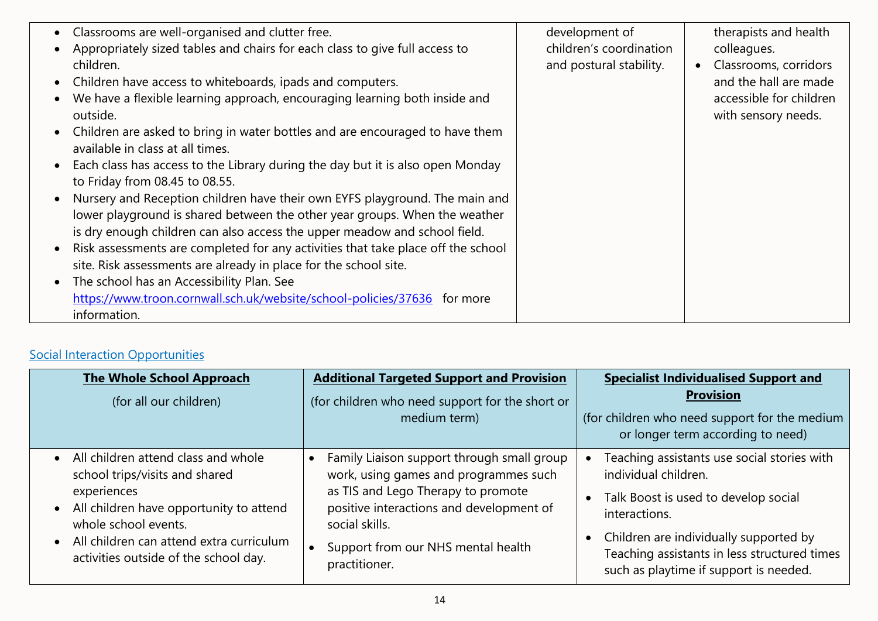| | | |
|---|---|---|
| • Classrooms are well-organised and clutter free.<br>• Appropriately sized tables and chairs for each class to give full access to children.<br>• Children have access to whiteboards, ipads and computers.<br>• We have a flexible learning approach, encouraging learning both inside and outside.<br>• Children are asked to bring in water bottles and are encouraged to have them available in class at all times.<br>• Each class has access to the Library during the day but it is also open Monday to Friday from 08.45 to 08.55.<br>• Nursery and Reception children have their own EYFS playground. The main and lower playground is shared between the other year groups. When the weather is dry enough children can also access the upper meadow and school field.<br>• Risk assessments are completed for any activities that take place off the school site. Risk assessments are already in place for the school site.<br>• The school has an Accessibility Plan. See [https://www.troon.cornwall.sch.uk/website/school-policies/37636](https://www.troon.cornwall.sch.uk/website/school-policies/37636) for more information. | development of children's coordination and postural stability. | therapists and health colleagues.<br>• Classrooms, corridors and the hall are made accessible for children with sensory needs. |

## Social Interaction Opportunities

| **The Whole School Approach**<br>(for all our children) | **Additional Targeted Support and Provision**<br>(for children who need support for the short or medium term) | **Specialist Individualised Support and Provision**<br>(for children who need support for the medium or longer term according to need) |
|---|---|---|
| • All children attend class and whole school trips/visits and shared experiences<br>• All children have opportunity to attend whole school events.<br>• All children can attend extra curriculum activities outside of the school day. | • Family Liaison support through small group work, using games and programmes such as TIS and Lego Therapy to promote positive interactions and development of social skills.<br>• Support from our NHS mental health practitioner. | • Teaching assistants use social stories with individual children.<br>• Talk Boost is used to develop social interactions.<br>• Children are individually supported by Teaching assistants in less structured times such as playtime if support is needed. |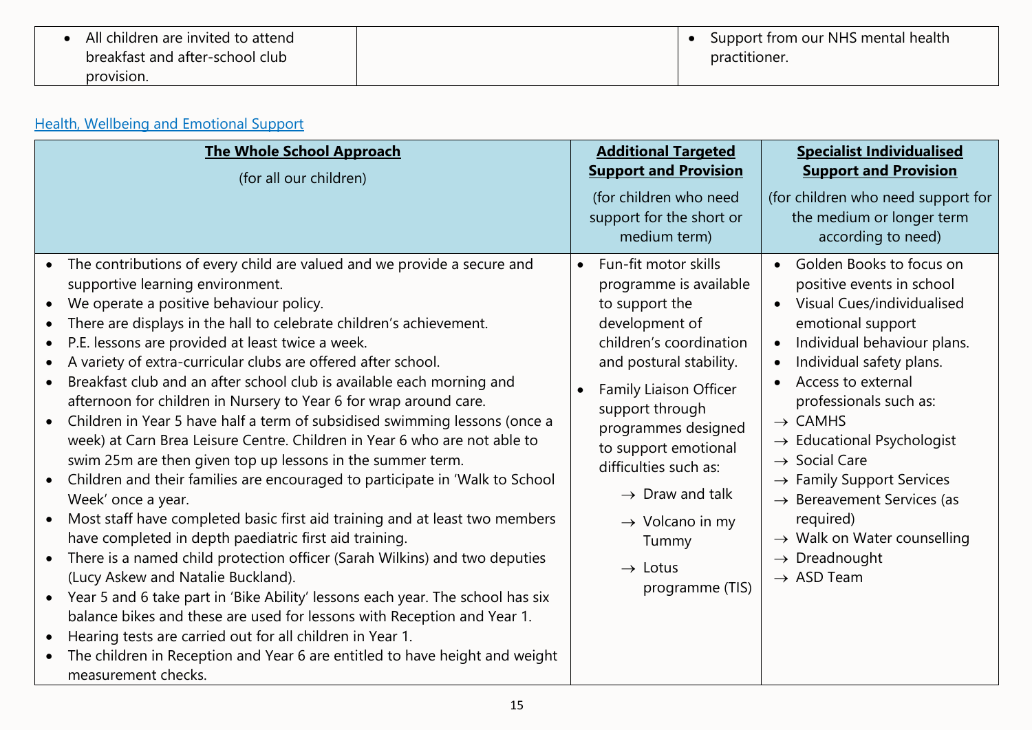| | | |
|---|---|---|
| • All children are invited to attend breakfast and after-school club provision. | | • Support from our NHS mental health practitioner. |

[Health, Wellbeing and Emotional Support]

| **The Whole School Approach** (for all our children) | **Additional Targeted Support and Provision** (for children who need support for the short or medium term) | **Specialist Individualised Support and Provision** (for children who need support for the medium or longer term according to need) |
|---|---|---|
| • The contributions of every child are valued and we provide a secure and supportive learning environment.<br>• We operate a positive behaviour policy.<br>• There are displays in the hall to celebrate children's achievement.<br>• P.E. lessons are provided at least twice a week.<br>• A variety of extra-curricular clubs are offered after school.<br>• Breakfast club and an after school club is available each morning and afternoon for children in Nursery to Year 6 for wrap around care.<br>• Children in Year 5 have half a term of subsidised swimming lessons (once a week) at Carn Brea Leisure Centre. Children in Year 6 who are not able to swim 25m are then given top up lessons in the summer term.<br>• Children and their families are encouraged to participate in 'Walk to School Week' once a year.<br>• Most staff have completed basic first aid training and at least two members have completed in depth paediatric first aid training.<br>• There is a named child protection officer (Sarah Wilkins) and two deputies (Lucy Askew and Natalie Buckland).<br>• Year 5 and 6 take part in 'Bike Ability' lessons each year. The school has six balance bikes and these are used for lessons with Reception and Year 1.<br>• Hearing tests are carried out for all children in Year 1.<br>• The children in Reception and Year 6 are entitled to have height and weight measurement checks. | • Fun-fit motor skills programme is available to support the development of children's coordination and postural stability.<br>• Family Liaison Officer support through programmes designed to support emotional difficulties such as:<br>→ Draw and talk<br>→ Volcano in my Tummy<br>→ Lotus programme (TIS) | • Golden Books to focus on positive events in school<br>• Visual Cues/individualised emotional support<br>• Individual behaviour plans.<br>• Individual safety plans.<br>• Access to external professionals such as:<br>→ CAMHS<br>→ Educational Psychologist<br>→ Social Care<br>→ Family Support Services<br>→ Bereavement Services (as required)<br>→ Walk on Water counselling<br>→ Dreadnought<br>→ ASD Team |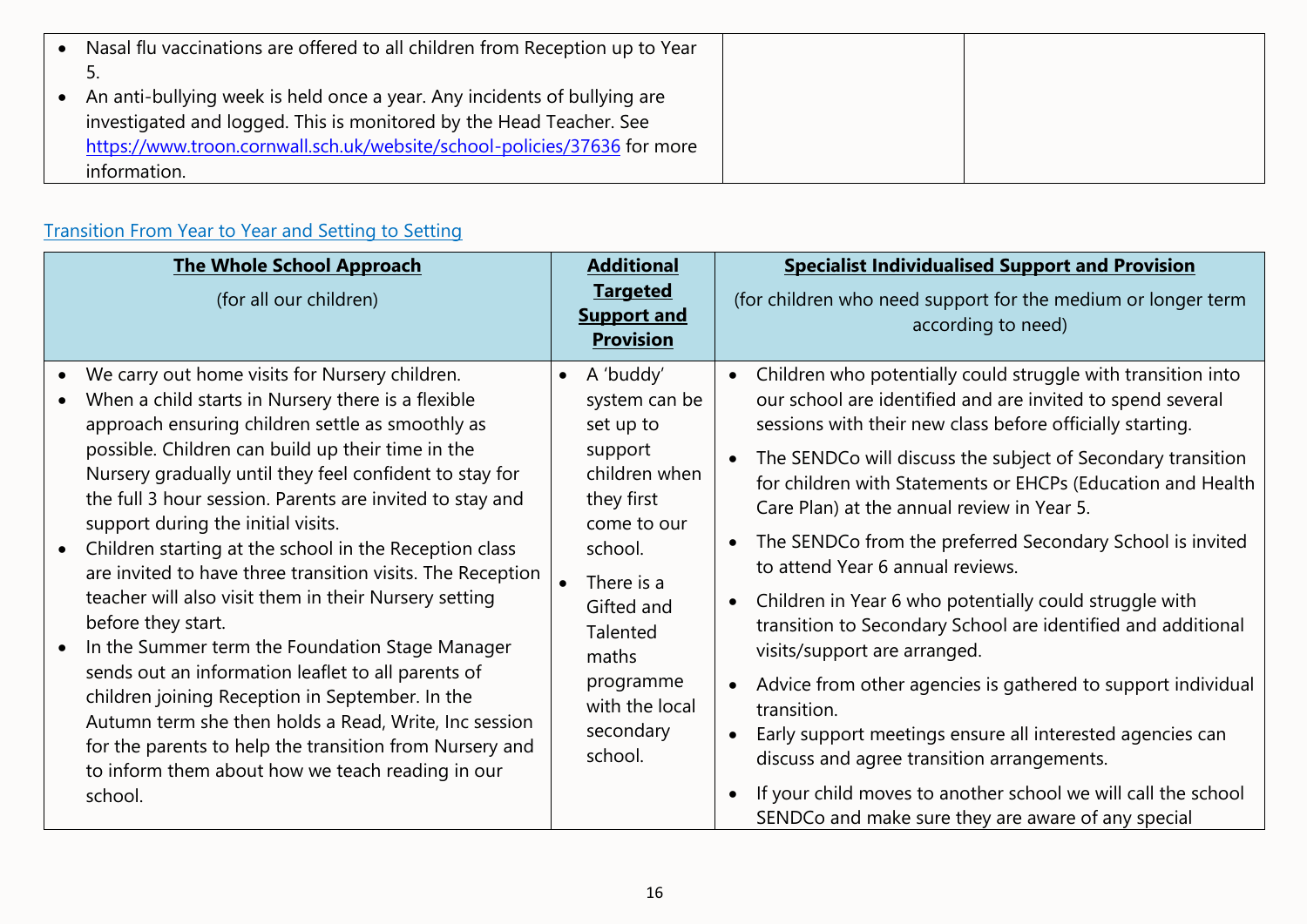| | | |
|---|---|---|
| • Nasal flu vaccinations are offered to all children from Reception up to Year 5.<br>• An anti-bullying week is held once a year. Any incidents of bullying are investigated and logged. This is monitored by the Head Teacher. See [https://www.troon.cornwall.sch.uk/website/school-policies/37636](https://www.troon.cornwall.sch.uk/website/school-policies/37636) for more information. | | |

## Transition From Year to Year and Setting to Setting

| **The Whole School Approach**<br>(for all our children) | **Additional Targeted Support and Provision** | **Specialist Individualised Support and Provision**<br>(for children who need support for the medium or longer term according to need) |
|---|---|---|
| • We carry out home visits for Nursery children.<br>• When a child starts in Nursery there is a flexible approach ensuring children settle as smoothly as possible. Children can build up their time in the Nursery gradually until they feel confident to stay for the full 3 hour session. Parents are invited to stay and support during the initial visits.<br>• Children starting at the school in the Reception class are invited to have three transition visits. The Reception teacher will also visit them in their Nursery setting before they start.<br>• In the Summer term the Foundation Stage Manager sends out an information leaflet to all parents of children joining Reception in September. In the Autumn term she then holds a Read, Write, Inc session for the parents to help the transition from Nursery and to inform them about how we teach reading in our school. | • A 'buddy' system can be set up to support children when they first come to our school.<br>• There is a Gifted and Talented maths programme with the local secondary school. | • Children who potentially could struggle with transition into our school are identified and are invited to spend several sessions with their new class before officially starting.<br>• The SENDCo will discuss the subject of Secondary transition for children with Statements or EHCPs (Education and Health Care Plan) at the annual review in Year 5.<br>• The SENDCo from the preferred Secondary School is invited to attend Year 6 annual reviews.<br>• Children in Year 6 who potentially could struggle with transition to Secondary School are identified and additional visits/support are arranged.<br>• Advice from other agencies is gathered to support individual transition.<br>• Early support meetings ensure all interested agencies can discuss and agree transition arrangements.<br>• If your child moves to another school we will call the school SENDCo and make sure they are aware of any special |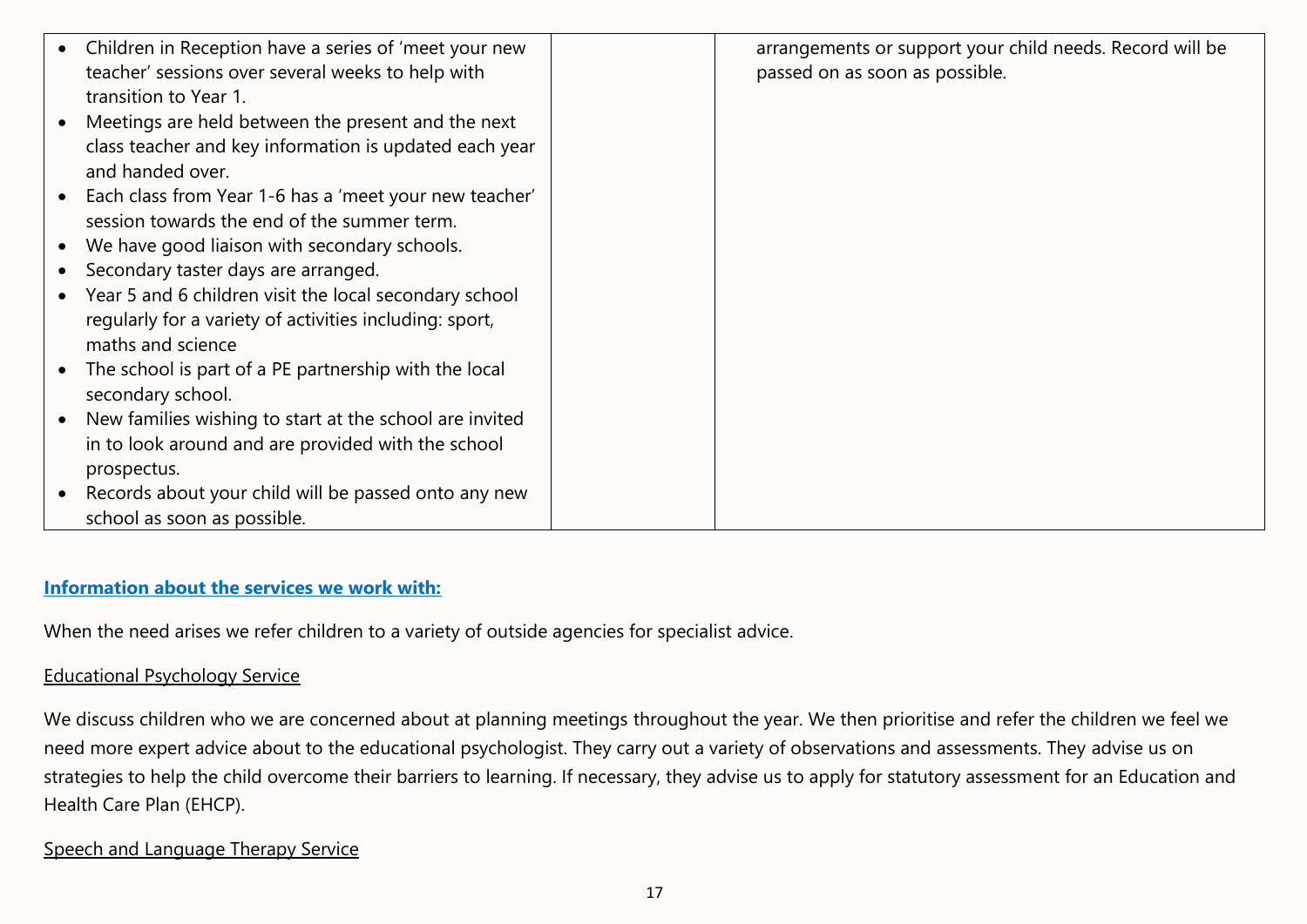| | | |
|---|---|---|
| <ul><li>Children in Reception have a series of 'meet your new teacher' sessions over several weeks to help with transition to Year 1.</li><li>Meetings are held between the present and the next class teacher and key information is updated each year and handed over.</li><li>Each class from Year 1-6 has a 'meet your new teacher' session towards the end of the summer term.</li><li>We have good liaison with secondary schools.</li><li>Secondary taster days are arranged.</li><li>Year 5 and 6 children visit the local secondary school regularly for a variety of activities including: sport, maths and science</li><li>The school is part of a PE partnership with the local secondary school.</li><li>New families wishing to start at the school are invited in to look around and are provided with the school prospectus.</li><li>Records about your child will be passed onto any new school as soon as possible.</li></ul> | | arrangements or support your child needs. Record will be passed on as soon as possible. |

## Information about the services we work with:

When the need arises we refer children to a variety of outside agencies for specialist advice.

### Educational Psychology Service

We discuss children who we are concerned about at planning meetings throughout the year. We then prioritise and refer the children we feel we need more expert advice about to the educational psychologist. They carry out a variety of observations and assessments. They advise us on strategies to help the child overcome their barriers to learning. If necessary, they advise us to apply for statutory assessment for an Education and Health Care Plan (EHCP).

### Speech and Language Therapy Service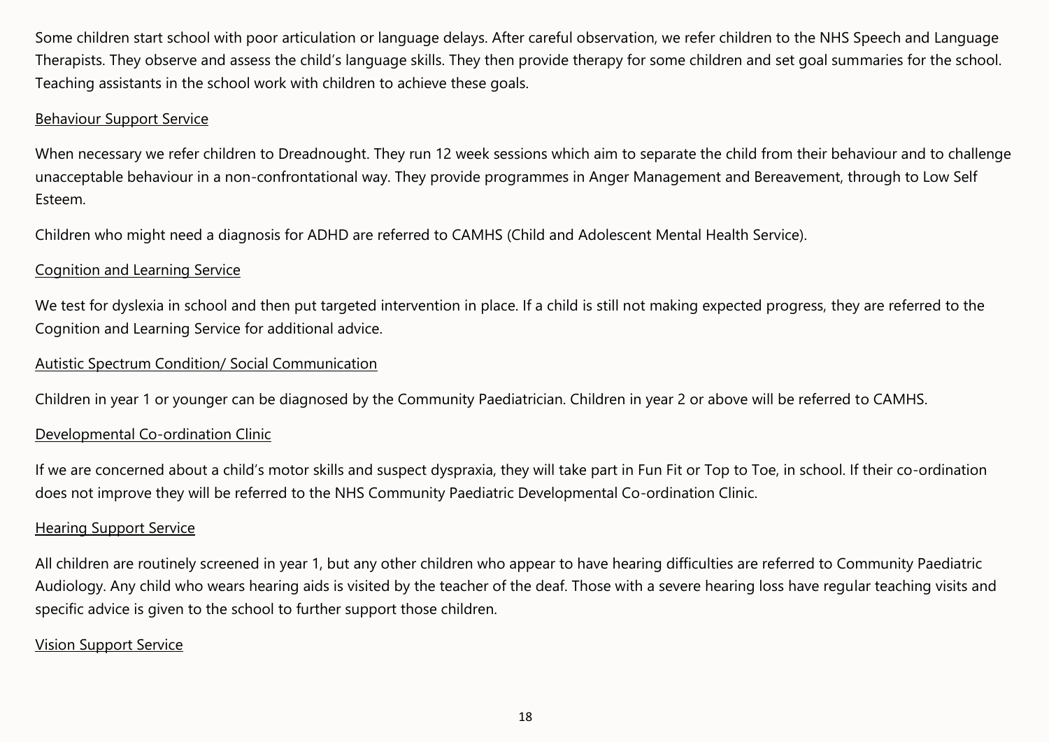Some children start school with poor articulation or language delays. After careful observation, we refer children to the NHS Speech and Language Therapists. They observe and assess the child's language skills. They then provide therapy for some children and set goal summaries for the school. Teaching assistants in the school work with children to achieve these goals.

### Behaviour Support Service

When necessary we refer children to Dreadnought. They run 12 week sessions which aim to separate the child from their behaviour and to challenge unacceptable behaviour in a non-confrontational way. They provide programmes in Anger Management and Bereavement, through to Low Self Esteem.

Children who might need a diagnosis for ADHD are referred to CAMHS (Child and Adolescent Mental Health Service).

### Cognition and Learning Service

We test for dyslexia in school and then put targeted intervention in place. If a child is still not making expected progress, they are referred to the Cognition and Learning Service for additional advice.

### Autistic Spectrum Condition/ Social Communication

Children in year 1 or younger can be diagnosed by the Community Paediatrician. Children in year 2 or above will be referred to CAMHS.

### Developmental Co-ordination Clinic

If we are concerned about a child's motor skills and suspect dyspraxia, they will take part in Fun Fit or Top to Toe, in school. If their co-ordination does not improve they will be referred to the NHS Community Paediatric Developmental Co-ordination Clinic.

### Hearing Support Service

All children are routinely screened in year 1, but any other children who appear to have hearing difficulties are referred to Community Paediatric Audiology. Any child who wears hearing aids is visited by the teacher of the deaf. Those with a severe hearing loss have regular teaching visits and specific advice is given to the school to further support those children.

### Vision Support Service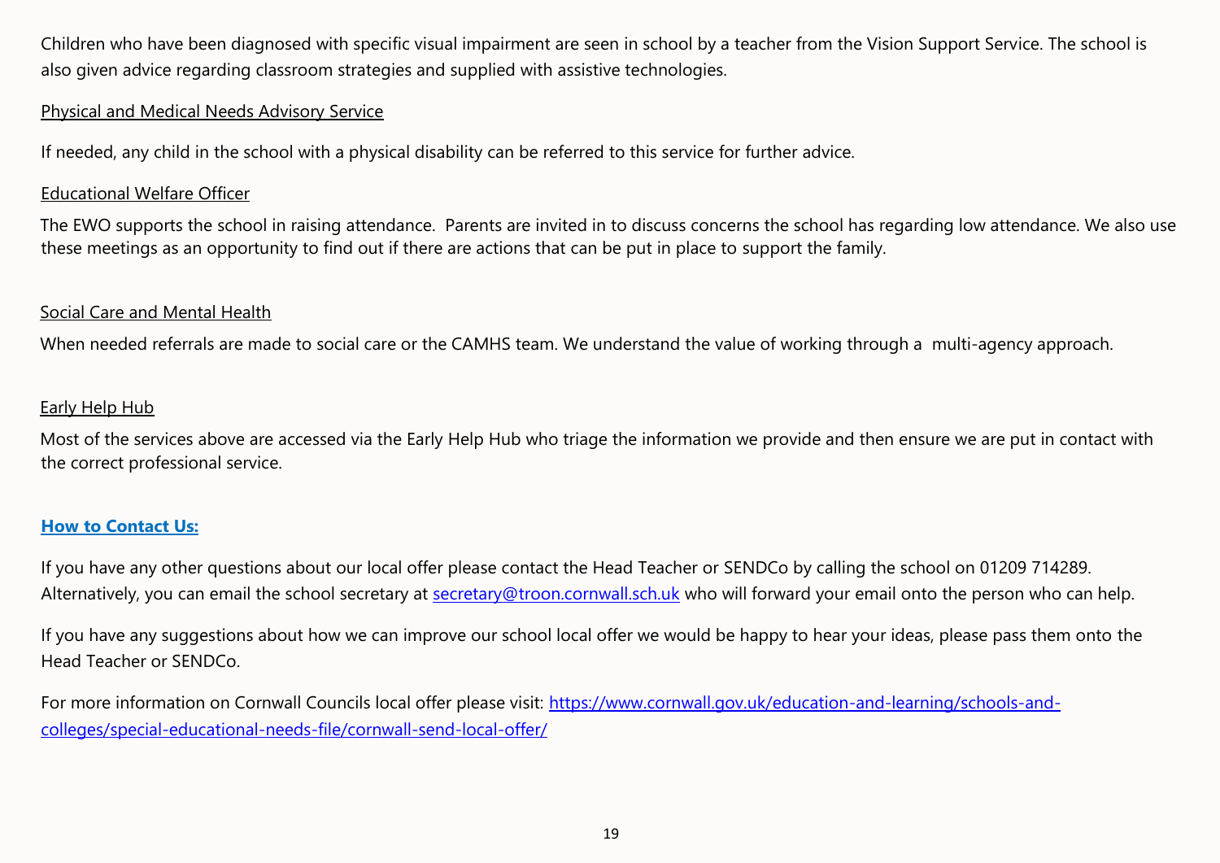Children who have been diagnosed with specific visual impairment are seen in school by a teacher from the Vision Support Service. The school is also given advice regarding classroom strategies and supplied with assistive technologies.

Physical and Medical Needs Advisory Service

If needed, any child in the school with a physical disability can be referred to this service for further advice.

Educational Welfare Officer

The EWO supports the school in raising attendance. Parents are invited in to discuss concerns the school has regarding low attendance. We also use these meetings as an opportunity to find out if there are actions that can be put in place to support the family.

Social Care and Mental Health

When needed referrals are made to social care or the CAMHS team. We understand the value of working through a multi-agency approach.

Early Help Hub

Most of the services above are accessed via the Early Help Hub who triage the information we provide and then ensure we are put in contact with the correct professional service.

## How to Contact Us:

If you have any other questions about our local offer please contact the Head Teacher or SENDCo by calling the school on 01209 714289. Alternatively, you can email the school secretary at secretary@troon.cornwall.sch.uk who will forward your email onto the person who can help.

If you have any suggestions about how we can improve our school local offer we would be happy to hear your ideas, please pass them onto the Head Teacher or SENDCo.

For more information on Cornwall Councils local offer please visit: https://www.cornwall.gov.uk/education-and-learning/schools-and-colleges/special-educational-needs-file/cornwall-send-local-offer/